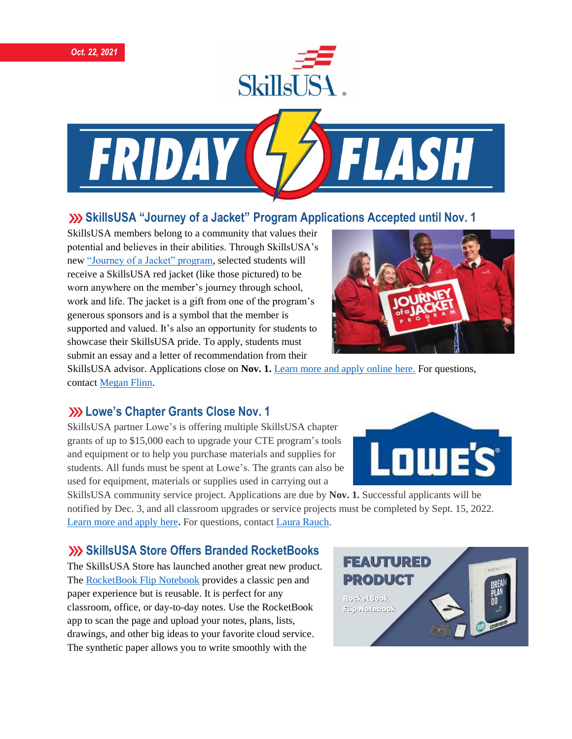Oct. 22, 2021

# FRIDAY FLASH

## SkillsUSA "Journey of a Jacket" Program Applications Accepted until Nov. 1

SkillsUSA members belong to a community that values their potential and believes in their abilities. Through SkillsUSA's new "Journey of a Jacket" program, selected students will receive a SkillsUSA red jacket (like those pictured) to be worn anywhere on the member's journey through school, work and life. The jacket is a gift from one of the program's generous sponsors and is a symbol that the member is supported and valued. It's also an opportunity for students to showcase their SkillsUSA pride. To apply, students must submit an essay and a letter of recommendation from their SkillsUSA advisor. Applications close on **Nov. 1.** Learn more and apply online here. For questions, contact Megan Flinn.

## Lowe's Chapter Grants Close Nov. 1

SkillsUSA partner Lowe's is offering multiple SkillsUSA chapter grants of up to $15,000 each to upgrade your CTE program's tools and equipment or to help you purchase materials and supplies for students. All funds must be spent at Lowe's. The grants can also be used for equipment, materials or supplies used in carrying out a SkillsUSA community service project. Applications are due by **Nov. 1.** Successful applicants will be notified by Dec. 3, and all classroom upgrades or service projects must be completed by Sept. 15, 2022. Learn more and apply here**.** For questions, contact Laura Rauch.

## SkillsUSA Store Offers Branded RocketBooks

The SkillsUSA Store has launched another great new product. The RocketBook Flip Notebook provides a classic pen and paper experience but is reusable. It is perfect for any classroom, office, or day-to-day notes. Use the RocketBook app to scan the page and upload your notes, plans, lists, drawings, and other big ideas to your favorite cloud service. The synthetic paper allows you to write smoothly with the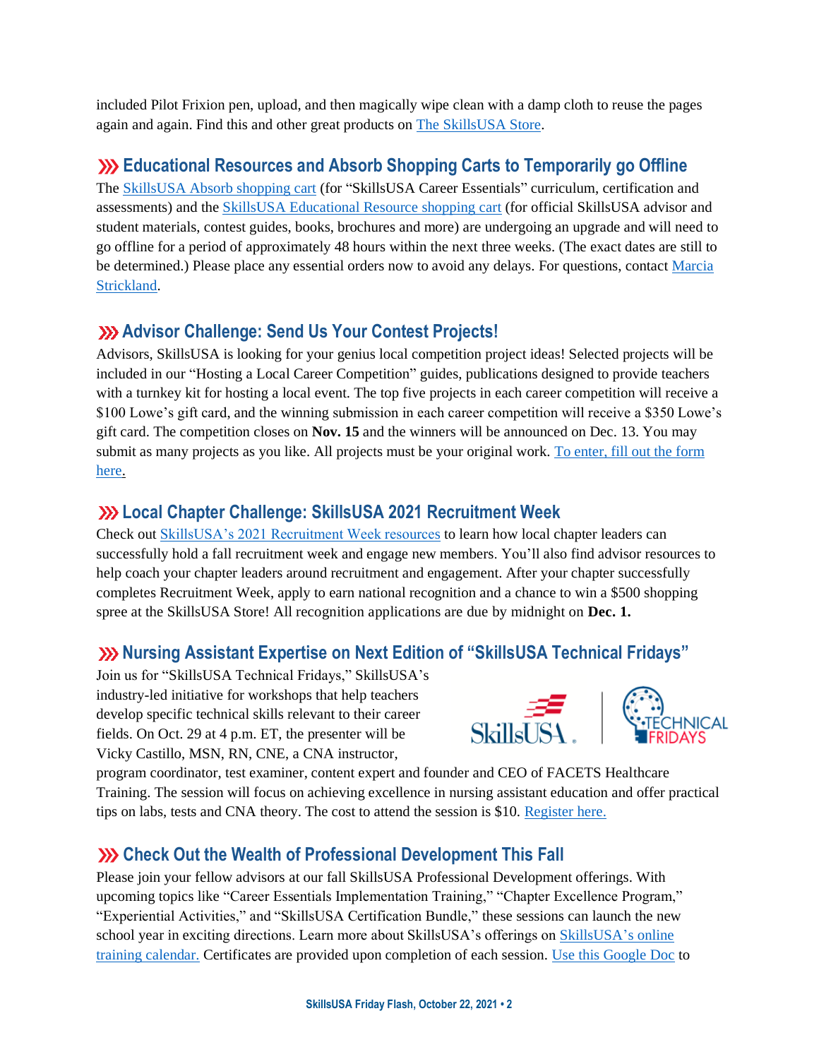included Pilot Frixion pen, upload, and then magically wipe clean with a damp cloth to reuse the pages again and again. Find this and other great products on The SkillsUSA Store.

## Educational Resources and Absorb Shopping Carts to Temporarily go Offline

The SkillsUSA Absorb shopping cart (for "SkillsUSA Career Essentials" curriculum, certification and assessments) and the SkillsUSA Educational Resource shopping cart (for official SkillsUSA advisor and student materials, contest guides, books, brochures and more) are undergoing an upgrade and will need to go offline for a period of approximately 48 hours within the next three weeks. (The exact dates are still to be determined.) Please place any essential orders now to avoid any delays. For questions, contact Marcia Strickland.

## Advisor Challenge: Send Us Your Contest Projects!

Advisors, SkillsUSA is looking for your genius local competition project ideas! Selected projects will be included in our "Hosting a Local Career Competition" guides, publications designed to provide teachers with a turnkey kit for hosting a local event. The top five projects in each career competition will receive a $100 Lowe's gift card, and the winning submission in each career competition will receive a $350 Lowe's gift card. The competition closes on **Nov. 15** and the winners will be announced on Dec. 13. You may submit as many projects as you like. All projects must be your original work. To enter, fill out the form here.

## Local Chapter Challenge: SkillsUSA 2021 Recruitment Week

Check out SkillsUSA's 2021 Recruitment Week resources to learn how local chapter leaders can successfully hold a fall recruitment week and engage new members. You'll also find advisor resources to help coach your chapter leaders around recruitment and engagement. After your chapter successfully completes Recruitment Week, apply to earn national recognition and a chance to win a $500 shopping spree at the SkillsUSA Store! All recognition applications are due by midnight on **Dec. 1.**

## Nursing Assistant Expertise on Next Edition of "SkillsUSA Technical Fridays"

Join us for "SkillsUSA Technical Fridays," SkillsUSA's industry-led initiative for workshops that help teachers develop specific technical skills relevant to their career fields. On Oct. 29 at 4 p.m. ET, the presenter will be Vicky Castillo, MSN, RN, CNE, a CNA instructor, program coordinator, test examiner, content expert and founder and CEO of FACETS Healthcare Training. The session will focus on achieving excellence in nursing assistant education and offer practical tips on labs, tests and CNA theory. The cost to attend the session is $10. Register here.

## Check Out the Wealth of Professional Development This Fall

Please join your fellow advisors at our fall SkillsUSA Professional Development offerings. With upcoming topics like "Career Essentials Implementation Training," "Chapter Excellence Program," "Experiential Activities," and "SkillsUSA Certification Bundle," these sessions can launch the new school year in exciting directions. Learn more about SkillsUSA's offerings on SkillsUSA's online training calendar. Certificates are provided upon completion of each session. Use this Google Doc to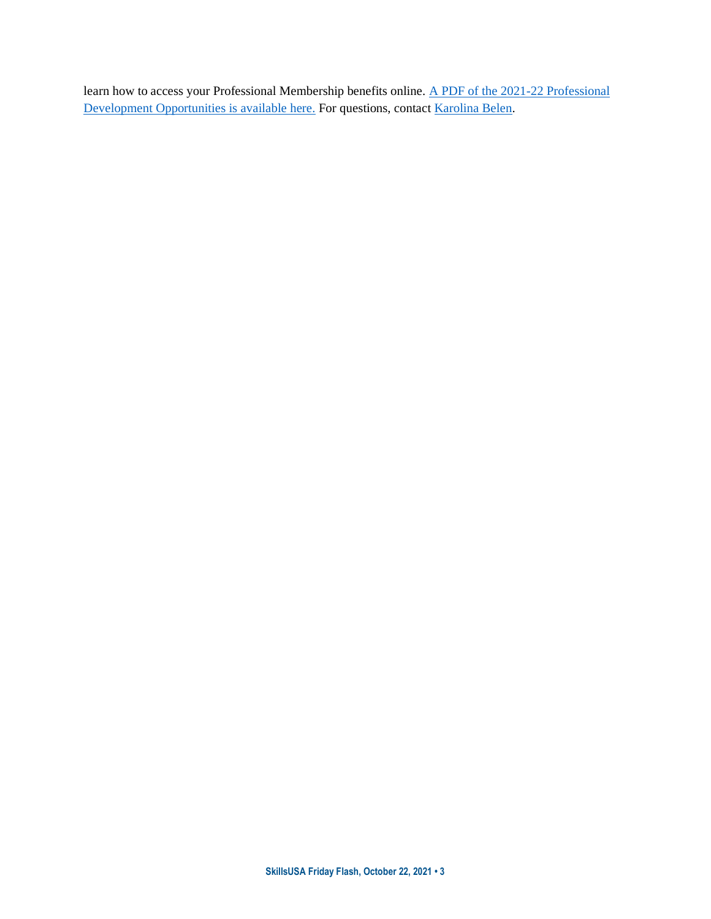learn how to access your Professional Membership benefits online. [A PDF of the 2021-22 Professional Development Opportunities is available here.] For questions, contact [Karolina Belen].